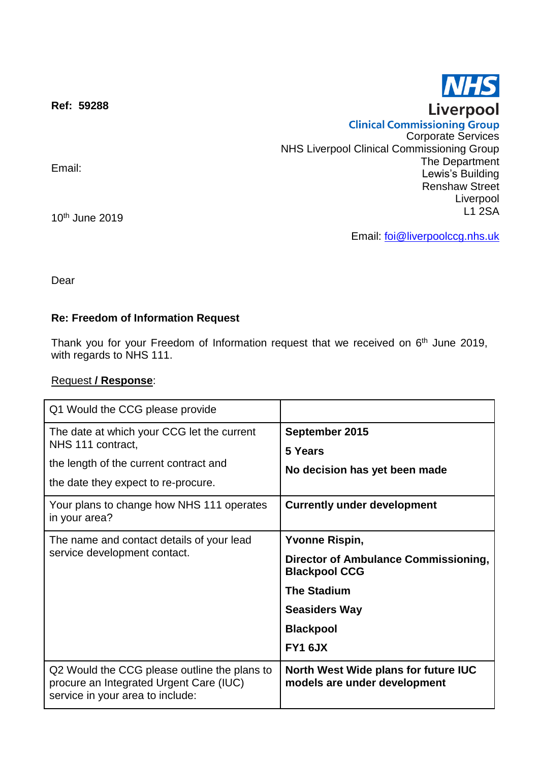**Ref: 59288**

**NHS Liverpool Clinical Commissioning Group**

Corporate Services
NHS Liverpool Clinical Commissioning Group
The Department
Lewis's Building
Renshaw Street
Liverpool
L1 2SA

Email: foi@liverpoolccg.nhs.uk

Email:

10th June 2019

Dear

**Re: Freedom of Information Request**

Thank you for your Freedom of Information request that we received on 6th June 2019, with regards to NHS 111.

Request **/ Response**:

| Q1 Would the CCG please provide | |
|---|---|
| The date at which your CCG let the current NHS 111 contract,<br>the length of the current contract and<br>the date they expect to re-procure. | **September 2015**<br>**5 Years**<br>**No decision has yet been made** |
| Your plans to change how NHS 111 operates in your area? | **Currently under development** |
| The name and contact details of your lead service development contact. | **Yvonne Rispin,**<br>**Director of Ambulance Commissioning, Blackpool CCG**<br>**The Stadium**<br>**Seasiders Way**<br>**Blackpool**<br>**FY1 6JX** |
| Q2 Would the CCG please outline the plans to procure an Integrated Urgent Care (IUC) service in your area to include: | **North West Wide plans for future IUC models are under development** |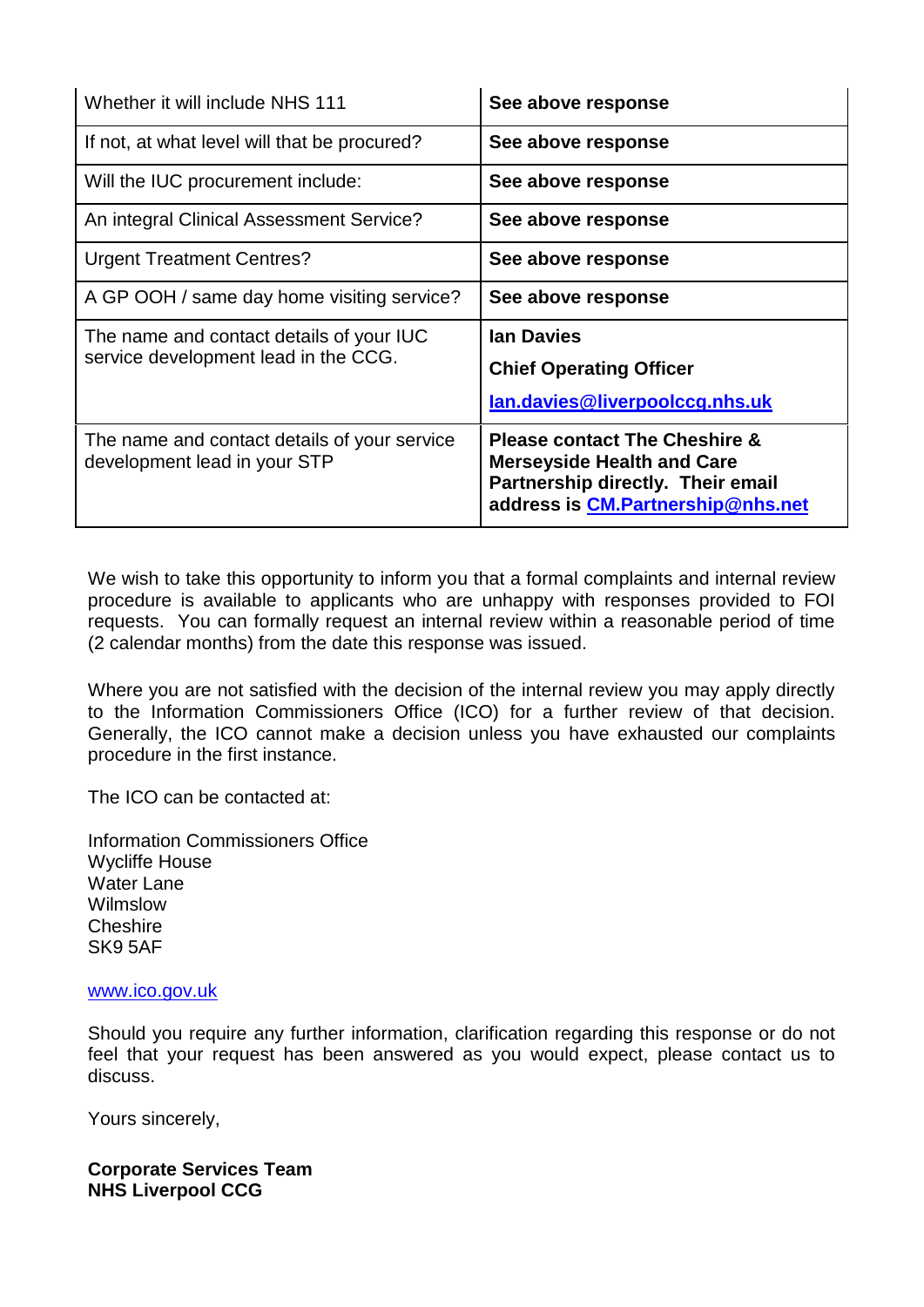| | |
|---|---|
| Whether it will include NHS 111 | **See above response** |
| If not, at what level will that be procured? | **See above response** |
| Will the IUC procurement include: | **See above response** |
| An integral Clinical Assessment Service? | **See above response** |
| Urgent Treatment Centres? | **See above response** |
| A GP OOH / same day home visiting service? | **See above response** |
| The name and contact details of your IUC service development lead in the CCG. | **Ian Davies**<br>**Chief Operating Officer**<br>**Ian.davies@liverpoolccg.nhs.uk** |
| The name and contact details of your service development lead in your STP | **Please contact The Cheshire & Merseyside Health and Care Partnership directly. Their email address is CM.Partnership@nhs.net** |

We wish to take this opportunity to inform you that a formal complaints and internal review procedure is available to applicants who are unhappy with responses provided to FOI requests. You can formally request an internal review within a reasonable period of time (2 calendar months) from the date this response was issued.

Where you are not satisfied with the decision of the internal review you may apply directly to the Information Commissioners Office (ICO) for a further review of that decision. Generally, the ICO cannot make a decision unless you have exhausted our complaints procedure in the first instance.

The ICO can be contacted at:

Information Commissioners Office
Wycliffe House
Water Lane
Wilmslow
Cheshire
SK9 5AF

www.ico.gov.uk

Should you require any further information, clarification regarding this response or do not feel that your request has been answered as you would expect, please contact us to discuss.

Yours sincerely,

**Corporate Services Team**
**NHS Liverpool CCG**